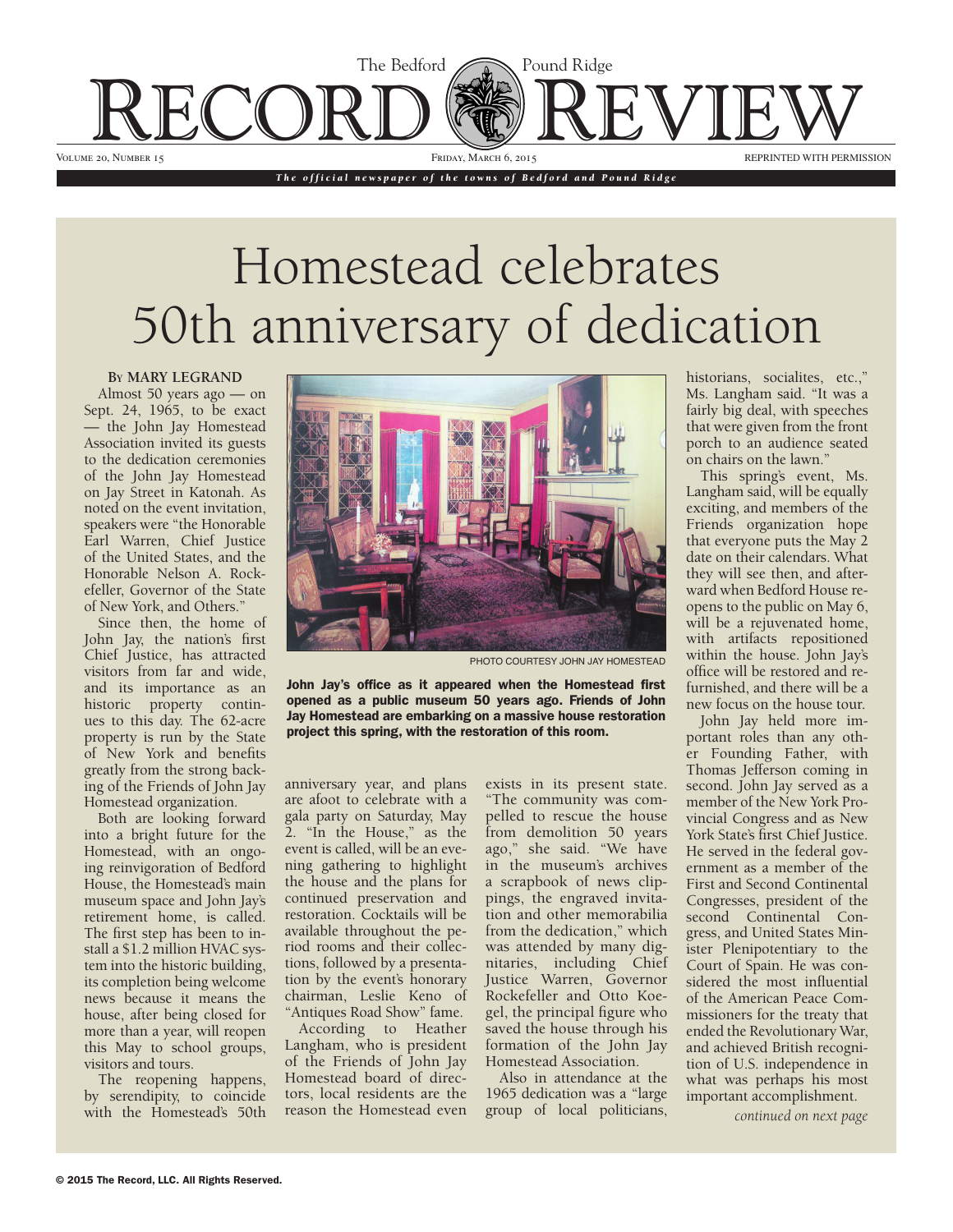# Homestead celebrates 50th anniversary of dedication

By **MARY LEGRAND**

Almost 50 years ago — on Sept. 24, 1965, to be exact — the John Jay Homestead Association invited its guests to the dedication ceremonies of the John Jay Homestead on Jay Street in Katonah. As noted on the event invitation, speakers were "the Honorable Earl Warren, Chief Justice of the United States, and the Honorable Nelson A. Rockefeller, Governor of the State of New York, and Others."

Since then, the home of John Jay, the nation's first Chief Justice, has attracted visitors from far and wide, and its importance as an historic property continues to this day. The 62-acre property is run by the State of New York and benefits greatly from the strong backing of the Friends of John Jay Homestead organization.

Both are looking forward into a bright future for the Homestead, with an ongoing reinvigoration of Bedford House, the Homestead's main museum space and John Jay's retirement home, is called. The first step has been to install a $1.2 million HVAC system into the historic building, its completion being welcome news because it means the house, after being closed for more than a year, will reopen this May to school groups, visitors and tours.

PHOTO COURTESY JOHN JAY HOMESTEAD

**John Jay's office as it appeared when the Homestead first opened as a public museum 50 years ago. Friends of John Jay Homestead are embarking on a massive house restoration project this spring, with the restoration of this room.**

The reopening happens, by serendipity, to coincide with the Homestead's 50th anniversary year, and plans are afoot to celebrate with a gala party on Saturday, May 2. "In the House," as the event is called, will be an evening gathering to highlight the house and the plans for continued preservation and restoration. Cocktails will be available throughout the period rooms and their collections, followed by a presentation by the event's honorary chairman, Leslie Keno of "Antiques Road Show" fame.

According to Heather Langham, who is president of the Friends of John Jay Homestead board of directors, local residents are the reason the Homestead even exists in its present state. "The community was compelled to rescue the house from demolition 50 years ago," she said. "We have in the museum's archives a scrapbook of news clippings, the engraved invitation and other memorabilia from the dedication," which was attended by many dignitaries, including Chief Justice Warren, Governor Rockefeller and Otto Koegel, the principal figure who saved the house through his formation of the John Jay Homestead Association.

Also in attendance at the 1965 dedication was a "large group of local politicians, historians, socialites, etc.," Ms. Langham said. "It was a fairly big deal, with speeches that were given from the front porch to an audience seated on chairs on the lawn."

This spring's event, Ms. Langham said, will be equally exciting, and members of the Friends organization hope that everyone puts the May 2 date on their calendars. What they will see then, and afterward when Bedford House reopens to the public on May 6, will be a rejuvenated home, with artifacts repositioned within the house. John Jay's office will be restored and refurnished, and there will be a new focus on the house tour.

John Jay held more important roles than any other Founding Father, with Thomas Jefferson coming in second. John Jay served as a member of the New York Provincial Congress and as New York State's first Chief Justice. He served in the federal government as a member of the First and Second Continental Congresses, president of the second Continental Congress, and United States Minister Plenipotentiary to the Court of Spain. He was considered the most influential of the American Peace Commissioners for the treaty that ended the Revolutionary War, and achieved British recognition of U.S. independence in what was perhaps his most important accomplishment.

*continued on next page*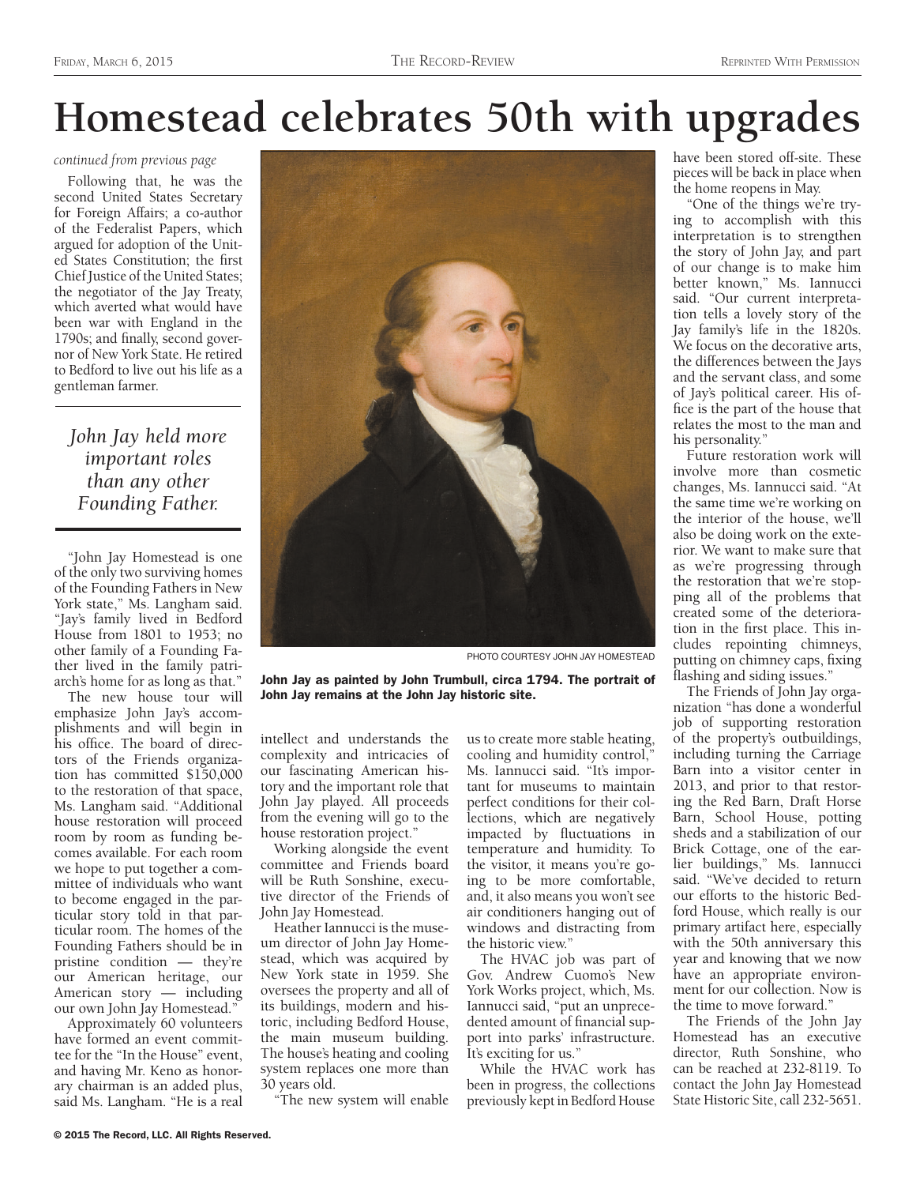# Homestead celebrates 50th with upgrades

*continued from previous page*

Following that, he was the second United States Secretary for Foreign Affairs; a co-author of the Federalist Papers, which argued for adoption of the United States Constitution; the first Chief Justice of the United States; the negotiator of the Jay Treaty, which averted what would have been war with England in the 1790s; and finally, second governor of New York State. He retired to Bedford to live out his life as a gentleman farmer.

*John Jay held more important roles than any other Founding Father.*

"John Jay Homestead is one of the only two surviving homes of the Founding Fathers in New York state," Ms. Langham said. "Jay's family lived in Bedford House from 1801 to 1953; no other family of a Founding Father lived in the family patriarch's home for as long as that."

The new house tour will emphasize John Jay's accomplishments and will begin in his office. The board of directors of the Friends organization has committed $150,000 to the restoration of that space, Ms. Langham said. "Additional house restoration will proceed room by room as funding becomes available. For each room we hope to put together a committee of individuals who want to become engaged in the particular story told in that particular room. The homes of the Founding Fathers should be in pristine condition — they're our American heritage, our American story — including our own John Jay Homestead."

Approximately 60 volunteers have formed an event committee for the "In the House" event, and having Mr. Keno as honorary chairman is an added plus, said Ms. Langham. "He is a real intellect and understands the complexity and intricacies of our fascinating American history and the important role that John Jay played. All proceeds from the evening will go to the house restoration project."

PHOTO COURTESY JOHN JAY HOMESTEAD

**John Jay as painted by John Trumbull, circa 1794. The portrait of John Jay remains at the John Jay historic site.**

Working alongside the event committee and Friends board will be Ruth Sonshine, executive director of the Friends of John Jay Homestead.

Heather Iannucci is the museum director of John Jay Homestead, which was acquired by New York state in 1959. She oversees the property and all of its buildings, modern and historic, including Bedford House, the main museum building. The house's heating and cooling system replaces one more than 30 years old.

"The new system will enable us to create more stable heating, cooling and humidity control," Ms. Iannucci said. "It's important for museums to maintain perfect conditions for their collections, which are negatively impacted by fluctuations in temperature and humidity. To the visitor, it means you're going to be more comfortable, and, it also means you won't see air conditioners hanging out of windows and distracting from the historic view."

The HVAC job was part of Gov. Andrew Cuomo's New York Works project, which, Ms. Iannucci said, "put an unprecedented amount of financial support into parks' infrastructure. It's exciting for us."

While the HVAC work has been in progress, the collections previously kept in Bedford House have been stored off-site. These pieces will be back in place when the home reopens in May.

"One of the things we're trying to accomplish with this interpretation is to strengthen the story of John Jay, and part of our change is to make him better known," Ms. Iannucci said. "Our current interpretation tells a lovely story of the Jay family's life in the 1820s. We focus on the decorative arts, the differences between the Jays and the servant class, and some of Jay's political career. His office is the part of the house that relates the most to the man and his personality."

Future restoration work will involve more than cosmetic changes, Ms. Iannucci said. "At the same time we're working on the interior of the house, we'll also be doing work on the exterior. We want to make sure that as we're progressing through the restoration that we're stopping all of the problems that created some of the deterioration in the first place. This includes repointing chimneys, putting on chimney caps, fixing flashing and siding issues."

The Friends of John Jay organization "has done a wonderful job of supporting restoration of the property's outbuildings, including turning the Carriage Barn into a visitor center in 2013, and prior to that restoring the Red Barn, Draft Horse Barn, School House, potting sheds and a stabilization of our Brick Cottage, one of the earlier buildings," Ms. Iannucci said. "We've decided to return our efforts to the historic Bedford House, which really is our primary artifact here, especially with the 50th anniversary this year and knowing that we now have an appropriate environment for our collection. Now is the time to move forward."

The Friends of the John Jay Homestead has an executive director, Ruth Sonshine, who can be reached at 232-8119. To contact the John Jay Homestead State Historic Site, call 232-5651.

© 2015 The Record, LLC. All Rights Reserved.